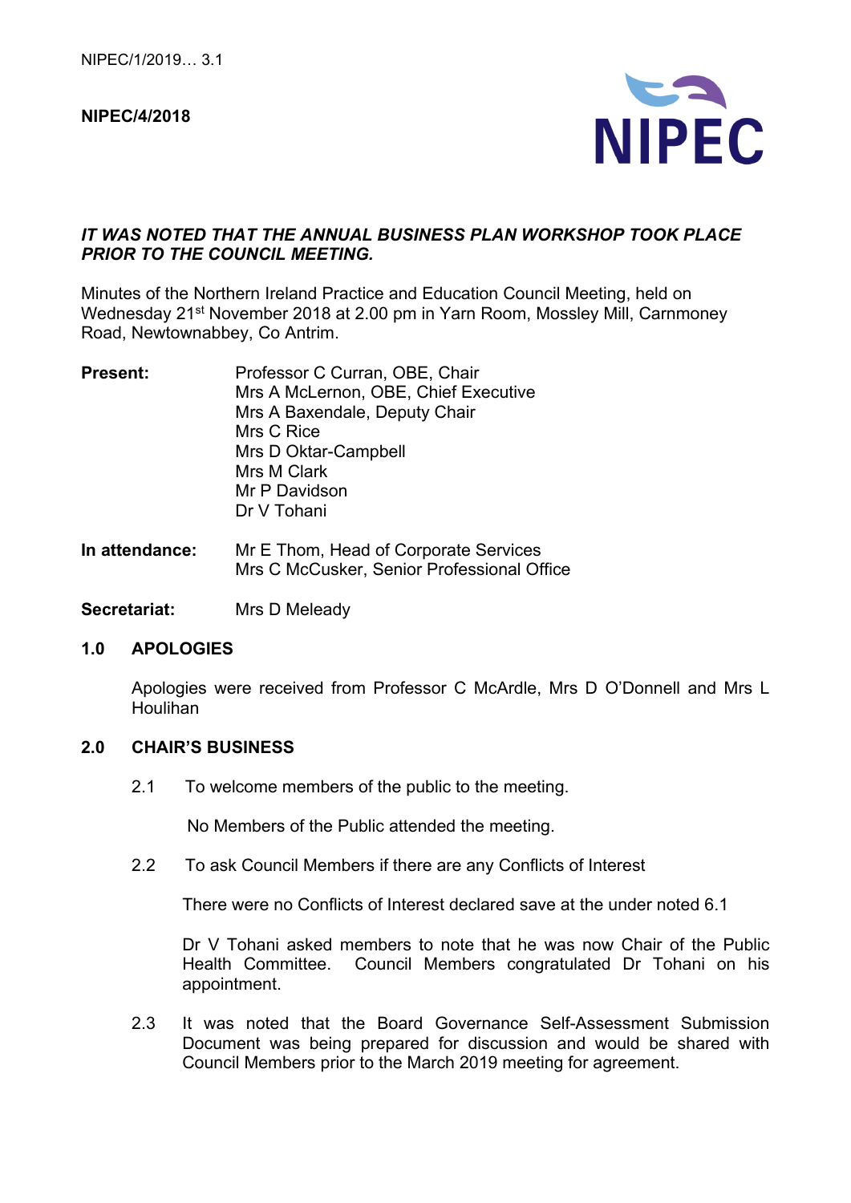NIPEC/1/2019… 3.1

**NIPEC/4/2018**

***IT WAS NOTED THAT THE ANNUAL BUSINESS PLAN WORKSHOP TOOK PLACE PRIOR TO THE COUNCIL MEETING.***

Minutes of the Northern Ireland Practice and Education Council Meeting, held on Wednesday 21st November 2018 at 2.00 pm in Yarn Room, Mossley Mill, Carnmoney Road, Newtownabbey, Co Antrim.

**Present:**
Professor C Curran, OBE, Chair
Mrs A McLernon, OBE, Chief Executive
Mrs A Baxendale, Deputy Chair
Mrs C Rice
Mrs D Oktar-Campbell
Mrs M Clark
Mr P Davidson
Dr V Tohani

**In attendance:**
Mr E Thom, Head of Corporate Services
Mrs C McCusker, Senior Professional Office

**Secretariat:**
Mrs D Meleady

## 1.0 APOLOGIES

Apologies were received from Professor C McArdle, Mrs D O'Donnell and Mrs L Houlihan

## 2.0 CHAIR'S BUSINESS

2.1 To welcome members of the public to the meeting.

No Members of the Public attended the meeting.

2.2 To ask Council Members if there are any Conflicts of Interest

There were no Conflicts of Interest declared save at the under noted 6.1

Dr V Tohani asked members to note that he was now Chair of the Public Health Committee. Council Members congratulated Dr Tohani on his appointment.

2.3 It was noted that the Board Governance Self-Assessment Submission Document was being prepared for discussion and would be shared with Council Members prior to the March 2019 meeting for agreement.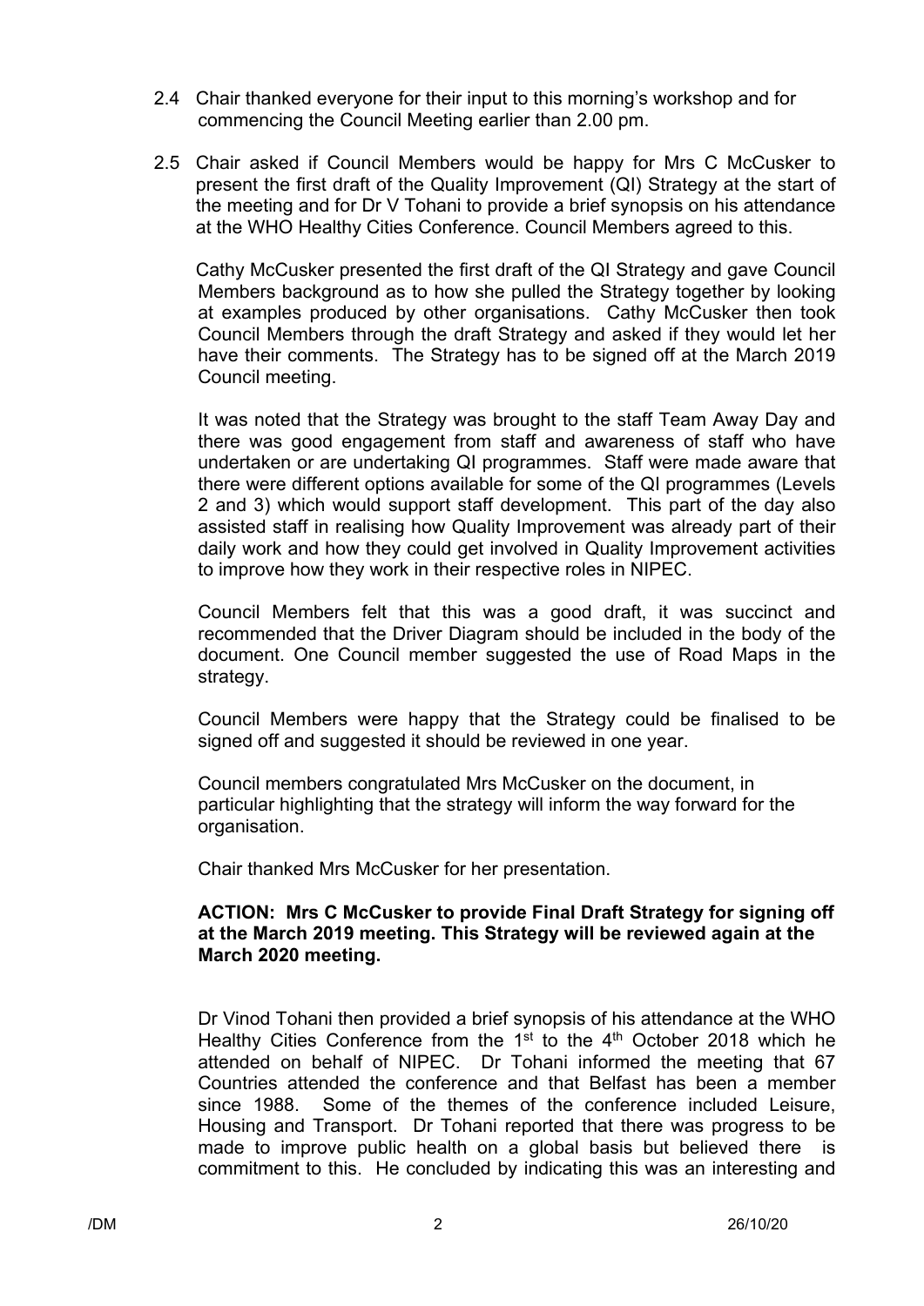2.4 Chair thanked everyone for their input to this morning's workshop and for commencing the Council Meeting earlier than 2.00 pm.

2.5 Chair asked if Council Members would be happy for Mrs C McCusker to present the first draft of the Quality Improvement (QI) Strategy at the start of the meeting and for Dr V Tohani to provide a brief synopsis on his attendance at the WHO Healthy Cities Conference. Council Members agreed to this.

Cathy McCusker presented the first draft of the QI Strategy and gave Council Members background as to how she pulled the Strategy together by looking at examples produced by other organisations. Cathy McCusker then took Council Members through the draft Strategy and asked if they would let her have their comments. The Strategy has to be signed off at the March 2019 Council meeting.

It was noted that the Strategy was brought to the staff Team Away Day and there was good engagement from staff and awareness of staff who have undertaken or are undertaking QI programmes. Staff were made aware that there were different options available for some of the QI programmes (Levels 2 and 3) which would support staff development. This part of the day also assisted staff in realising how Quality Improvement was already part of their daily work and how they could get involved in Quality Improvement activities to improve how they work in their respective roles in NIPEC.

Council Members felt that this was a good draft, it was succinct and recommended that the Driver Diagram should be included in the body of the document. One Council member suggested the use of Road Maps in the strategy.

Council Members were happy that the Strategy could be finalised to be signed off and suggested it should be reviewed in one year.

Council members congratulated Mrs McCusker on the document, in particular highlighting that the strategy will inform the way forward for the organisation.

Chair thanked Mrs McCusker for her presentation.

**ACTION: Mrs C McCusker to provide Final Draft Strategy for signing off at the March 2019 meeting. This Strategy will be reviewed again at the March 2020 meeting.**

Dr Vinod Tohani then provided a brief synopsis of his attendance at the WHO Healthy Cities Conference from the 1st to the 4th October 2018 which he attended on behalf of NIPEC. Dr Tohani informed the meeting that 67 Countries attended the conference and that Belfast has been a member since 1988. Some of the themes of the conference included Leisure, Housing and Transport. Dr Tohani reported that there was progress to be made to improve public health on a global basis but believed there is commitment to this. He concluded by indicating this was an interesting and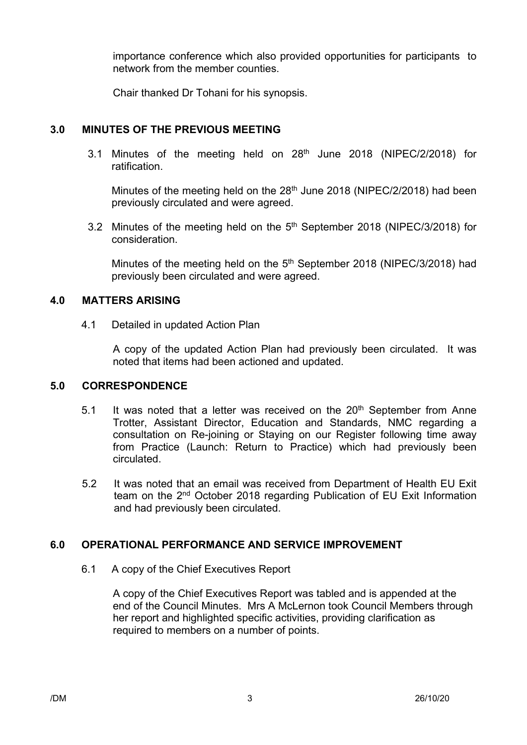importance conference which also provided opportunities for participants to network from the member counties.

Chair thanked Dr Tohani for his synopsis.

## 3.0 MINUTES OF THE PREVIOUS MEETING

3.1 Minutes of the meeting held on 28th June 2018 (NIPEC/2/2018) for ratification.

Minutes of the meeting held on the 28th June 2018 (NIPEC/2/2018) had been previously circulated and were agreed.

3.2 Minutes of the meeting held on the 5th September 2018 (NIPEC/3/2018) for consideration.

Minutes of the meeting held on the 5th September 2018 (NIPEC/3/2018) had previously been circulated and were agreed.

## 4.0 MATTERS ARISING

4.1 Detailed in updated Action Plan

A copy of the updated Action Plan had previously been circulated. It was noted that items had been actioned and updated.

## 5.0 CORRESPONDENCE

5.1 It was noted that a letter was received on the 20th September from Anne Trotter, Assistant Director, Education and Standards, NMC regarding a consultation on Re-joining or Staying on our Register following time away from Practice (Launch: Return to Practice) which had previously been circulated.

5.2 It was noted that an email was received from Department of Health EU Exit team on the 2nd October 2018 regarding Publication of EU Exit Information and had previously been circulated.

## 6.0 OPERATIONAL PERFORMANCE AND SERVICE IMPROVEMENT

6.1 A copy of the Chief Executives Report

A copy of the Chief Executives Report was tabled and is appended at the end of the Council Minutes. Mrs A McLernon took Council Members through her report and highlighted specific activities, providing clarification as required to members on a number of points.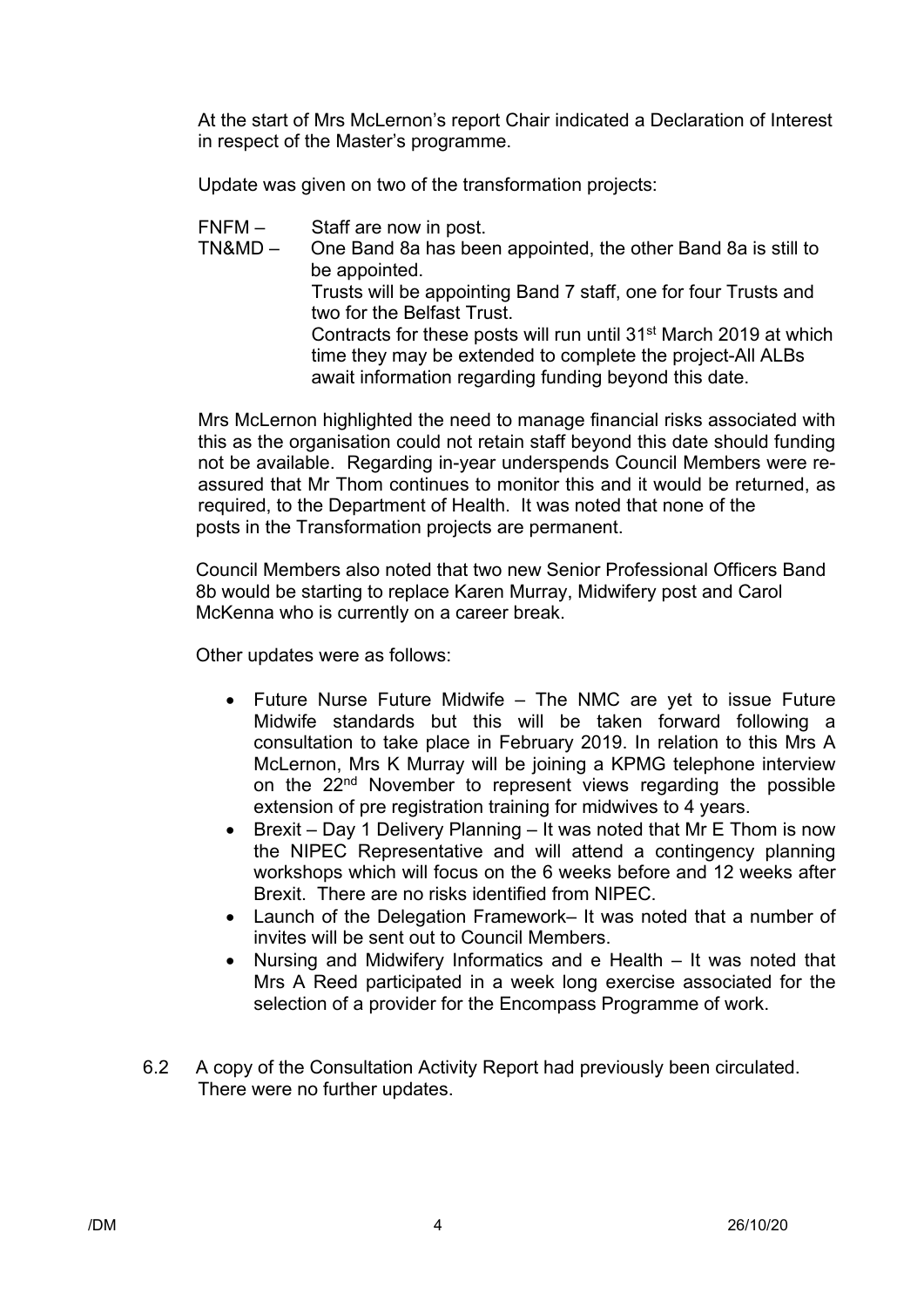At the start of Mrs McLernon's report Chair indicated a Declaration of Interest in respect of the Master's programme.

Update was given on two of the transformation projects:

FNFM – Staff are now in post.

TN&MD – One Band 8a has been appointed, the other Band 8a is still to be appointed.
Trusts will be appointing Band 7 staff, one for four Trusts and two for the Belfast Trust.
Contracts for these posts will run until 31st March 2019 at which time they may be extended to complete the project-All ALBs await information regarding funding beyond this date.

Mrs McLernon highlighted the need to manage financial risks associated with this as the organisation could not retain staff beyond this date should funding not be available. Regarding in-year underspends Council Members were re-assured that Mr Thom continues to monitor this and it would be returned, as required, to the Department of Health. It was noted that none of the posts in the Transformation projects are permanent.

Council Members also noted that two new Senior Professional Officers Band 8b would be starting to replace Karen Murray, Midwifery post and Carol McKenna who is currently on a career break.

Other updates were as follows:

- Future Nurse Future Midwife – The NMC are yet to issue Future Midwife standards but this will be taken forward following a consultation to take place in February 2019. In relation to this Mrs A McLernon, Mrs K Murray will be joining a KPMG telephone interview on the 22nd November to represent views regarding the possible extension of pre registration training for midwives to 4 years.
- Brexit – Day 1 Delivery Planning – It was noted that Mr E Thom is now the NIPEC Representative and will attend a contingency planning workshops which will focus on the 6 weeks before and 12 weeks after Brexit. There are no risks identified from NIPEC.
- Launch of the Delegation Framework– It was noted that a number of invites will be sent out to Council Members.
- Nursing and Midwifery Informatics and e Health – It was noted that Mrs A Reed participated in a week long exercise associated for the selection of a provider for the Encompass Programme of work.

6.2 A copy of the Consultation Activity Report had previously been circulated. There were no further updates.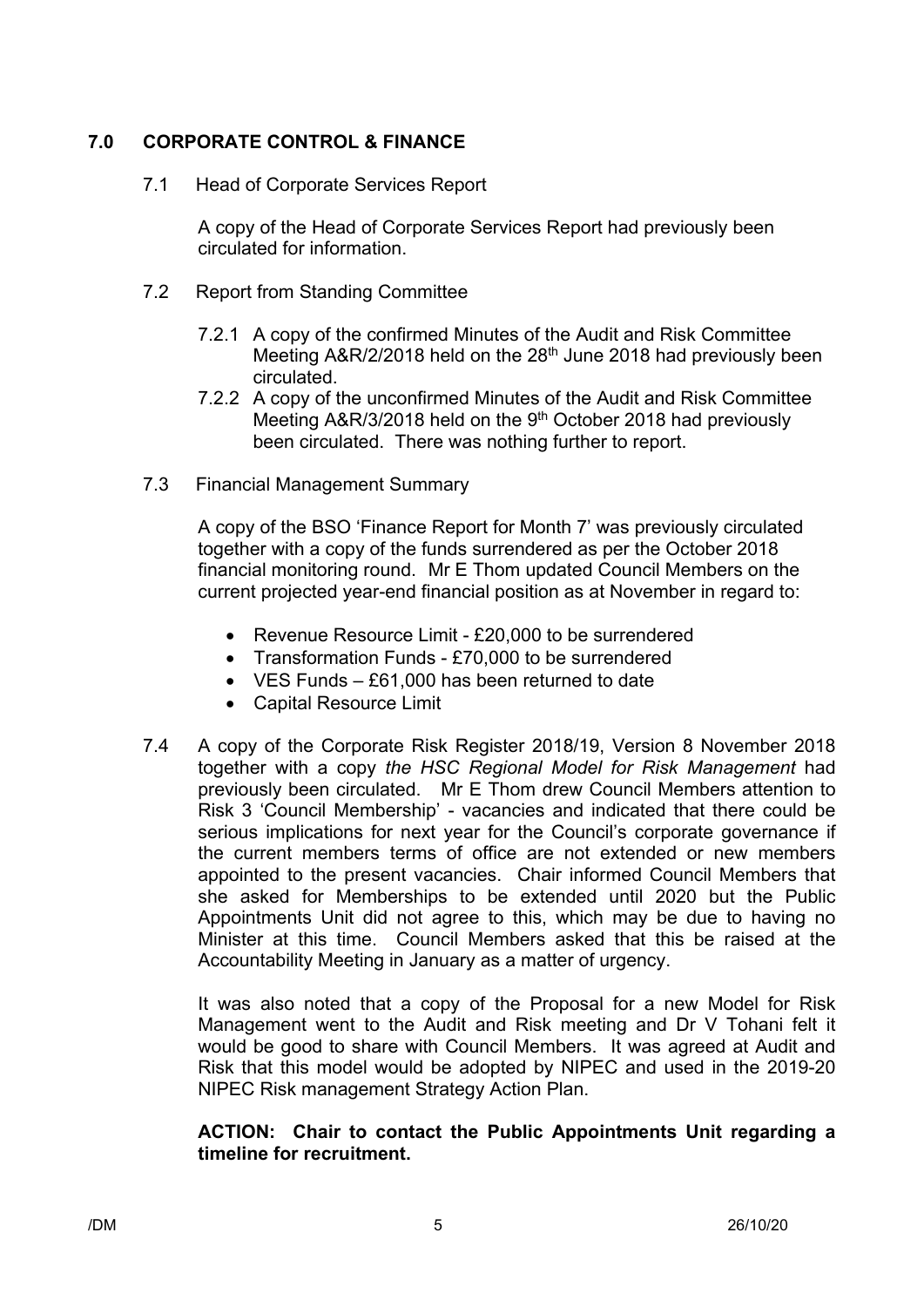## 7.0 CORPORATE CONTROL & FINANCE

7.1 Head of Corporate Services Report

A copy of the Head of Corporate Services Report had previously been circulated for information.

7.2 Report from Standing Committee

7.2.1 A copy of the confirmed Minutes of the Audit and Risk Committee Meeting A&R/2/2018 held on the 28th June 2018 had previously been circulated.

7.2.2 A copy of the unconfirmed Minutes of the Audit and Risk Committee Meeting A&R/3/2018 held on the 9th October 2018 had previously been circulated. There was nothing further to report.

7.3 Financial Management Summary

A copy of the BSO 'Finance Report for Month 7' was previously circulated together with a copy of the funds surrendered as per the October 2018 financial monitoring round. Mr E Thom updated Council Members on the current projected year-end financial position as at November in regard to:

- Revenue Resource Limit - £20,000 to be surrendered
- Transformation Funds - £70,000 to be surrendered
- VES Funds – £61,000 has been returned to date
- Capital Resource Limit

7.4 A copy of the Corporate Risk Register 2018/19, Version 8 November 2018 together with a copy *the HSC Regional Model for Risk Management* had previously been circulated. Mr E Thom drew Council Members attention to Risk 3 'Council Membership' - vacancies and indicated that there could be serious implications for next year for the Council's corporate governance if the current members terms of office are not extended or new members appointed to the present vacancies. Chair informed Council Members that she asked for Memberships to be extended until 2020 but the Public Appointments Unit did not agree to this, which may be due to having no Minister at this time. Council Members asked that this be raised at the Accountability Meeting in January as a matter of urgency.

It was also noted that a copy of the Proposal for a new Model for Risk Management went to the Audit and Risk meeting and Dr V Tohani felt it would be good to share with Council Members. It was agreed at Audit and Risk that this model would be adopted by NIPEC and used in the 2019-20 NIPEC Risk management Strategy Action Plan.

**ACTION: Chair to contact the Public Appointments Unit regarding a timeline for recruitment.**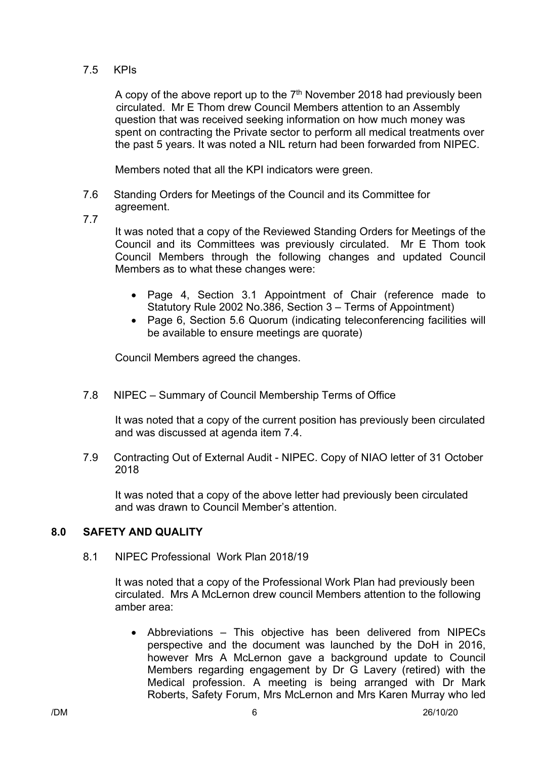7.5 KPIs

A copy of the above report up to the 7th November 2018 had previously been circulated. Mr E Thom drew Council Members attention to an Assembly question that was received seeking information on how much money was spent on contracting the Private sector to perform all medical treatments over the past 5 years. It was noted a NIL return had been forwarded from NIPEC.

Members noted that all the KPI indicators were green.

7.6 Standing Orders for Meetings of the Council and its Committee for agreement.

7.7

It was noted that a copy of the Reviewed Standing Orders for Meetings of the Council and its Committees was previously circulated. Mr E Thom took Council Members through the following changes and updated Council Members as to what these changes were:

- Page 4, Section 3.1 Appointment of Chair (reference made to Statutory Rule 2002 No.386, Section 3 – Terms of Appointment)
- Page 6, Section 5.6 Quorum (indicating teleconferencing facilities will be available to ensure meetings are quorate)

Council Members agreed the changes.

7.8 NIPEC – Summary of Council Membership Terms of Office

It was noted that a copy of the current position has previously been circulated and was discussed at agenda item 7.4.

7.9 Contracting Out of External Audit - NIPEC. Copy of NIAO letter of 31 October 2018

It was noted that a copy of the above letter had previously been circulated and was drawn to Council Member's attention.

## 8.0 SAFETY AND QUALITY

8.1 NIPEC Professional Work Plan 2018/19

It was noted that a copy of the Professional Work Plan had previously been circulated. Mrs A McLernon drew council Members attention to the following amber area:

- Abbreviations – This objective has been delivered from NIPECs perspective and the document was launched by the DoH in 2016, however Mrs A McLernon gave a background update to Council Members regarding engagement by Dr G Lavery (retired) with the Medical profession. A meeting is being arranged with Dr Mark Roberts, Safety Forum, Mrs McLernon and Mrs Karen Murray who led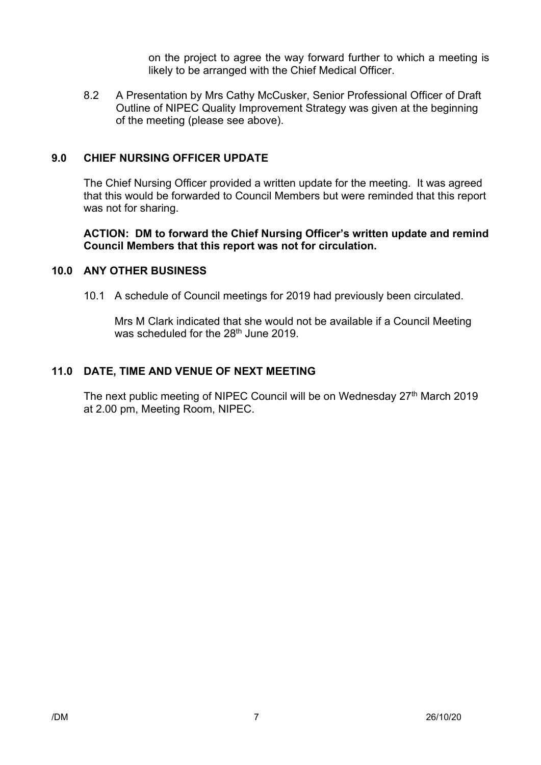on the project to agree the way forward further to which a meeting is likely to be arranged with the Chief Medical Officer.

8.2 A Presentation by Mrs Cathy McCusker, Senior Professional Officer of Draft Outline of NIPEC Quality Improvement Strategy was given at the beginning of the meeting (please see above).

## 9.0 CHIEF NURSING OFFICER UPDATE

The Chief Nursing Officer provided a written update for the meeting. It was agreed that this would be forwarded to Council Members but were reminded that this report was not for sharing.

**ACTION: DM to forward the Chief Nursing Officer's written update and remind Council Members that this report was not for circulation.**

## 10.0 ANY OTHER BUSINESS

10.1 A schedule of Council meetings for 2019 had previously been circulated.

Mrs M Clark indicated that she would not be available if a Council Meeting was scheduled for the 28th June 2019.

## 11.0 DATE, TIME AND VENUE OF NEXT MEETING

The next public meeting of NIPEC Council will be on Wednesday 27th March 2019 at 2.00 pm, Meeting Room, NIPEC.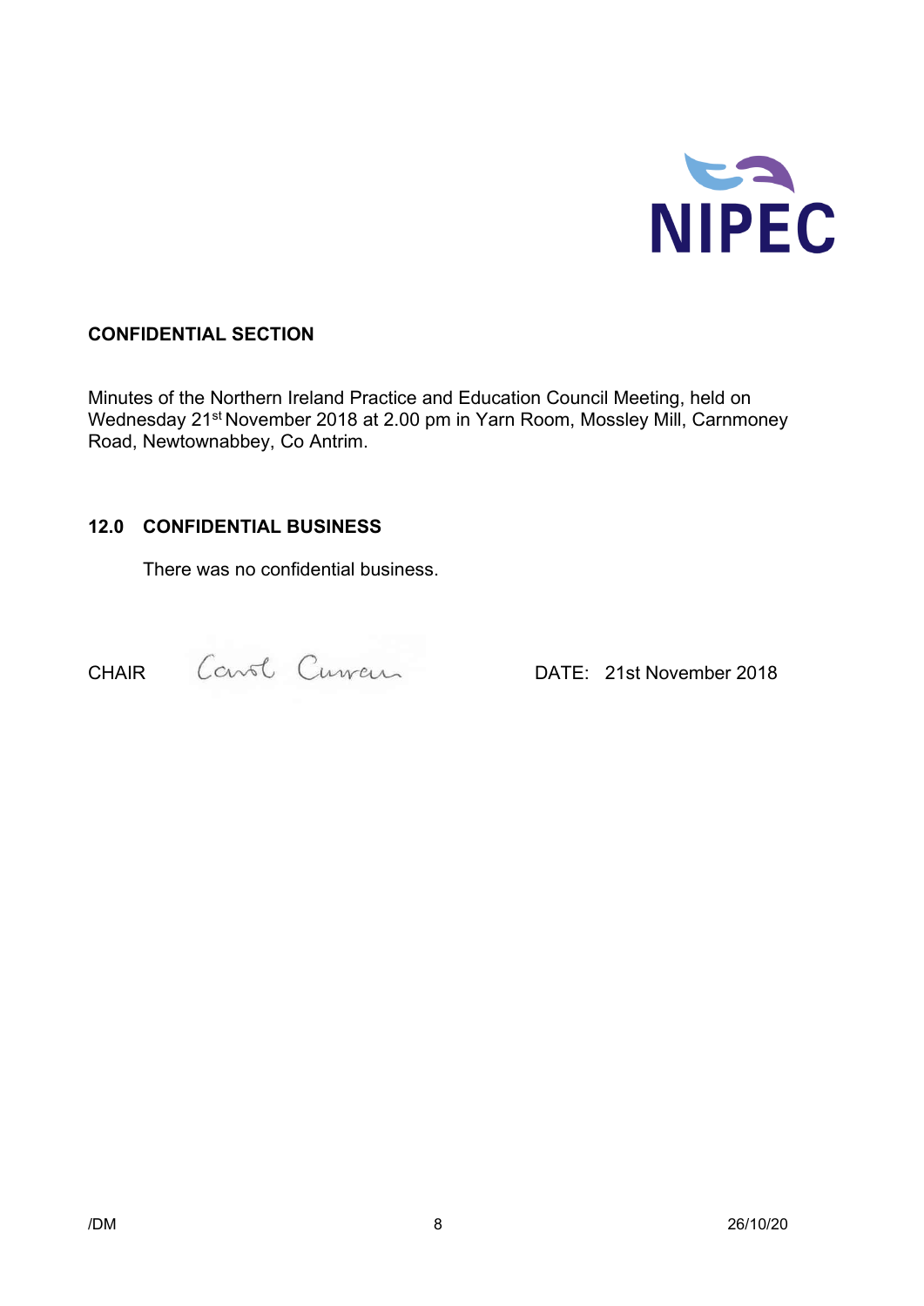NIPEC

**CONFIDENTIAL SECTION**

Minutes of the Northern Ireland Practice and Education Council Meeting, held on Wednesday 21st November 2018 at 2.00 pm in Yarn Room, Mossley Mill, Carnmoney Road, Newtownabbey, Co Antrim.

## 12.0 CONFIDENTIAL BUSINESS

There was no confidential business.

CHAIR Carol Curran DATE: 21st November 2018